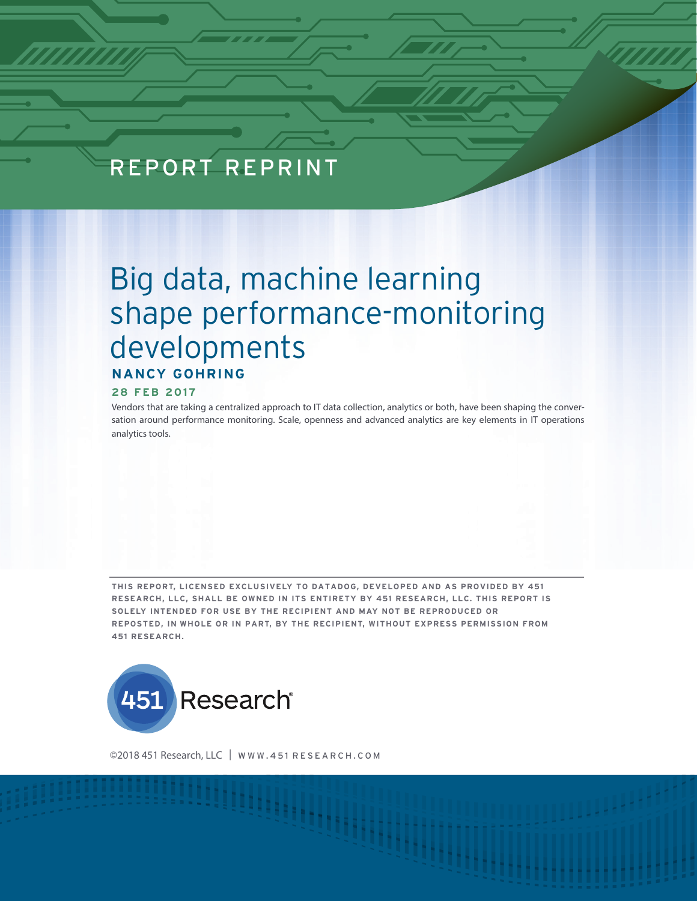REPORT REPRINT

# Big data, machine learning shape performance-monitoring developments

**NANCY GOHRING**

**28 FEB 2017**

Vendors that are taking a centralized approach to IT data collection, analytics or both, have been shaping the conversation around performance monitoring. Scale, openness and advanced analytics are key elements in IT operations analytics tools.

**THIS REPORT, LICENSED EXCLUSIVELY TO DATADOG, DEVELOPED AND AS PROVIDED BY 451 RESEARCH, LLC, SHALL BE OWNED IN ITS ENTIRETY BY 451 RESEARCH, LLC. THIS REPORT IS SOLELY INTENDED FOR USE BY THE RECIPIENT AND MAY NOT BE REPRODUCED OR REPOSTED, IN WHOLE OR IN PART, BY THE RECIPIENT, WITHOUT EXPRESS PERMISSION FROM 451 RESEARCH.**

451 Research®

©2018 451 Research, LLC | WWW.451RESEARCH.COM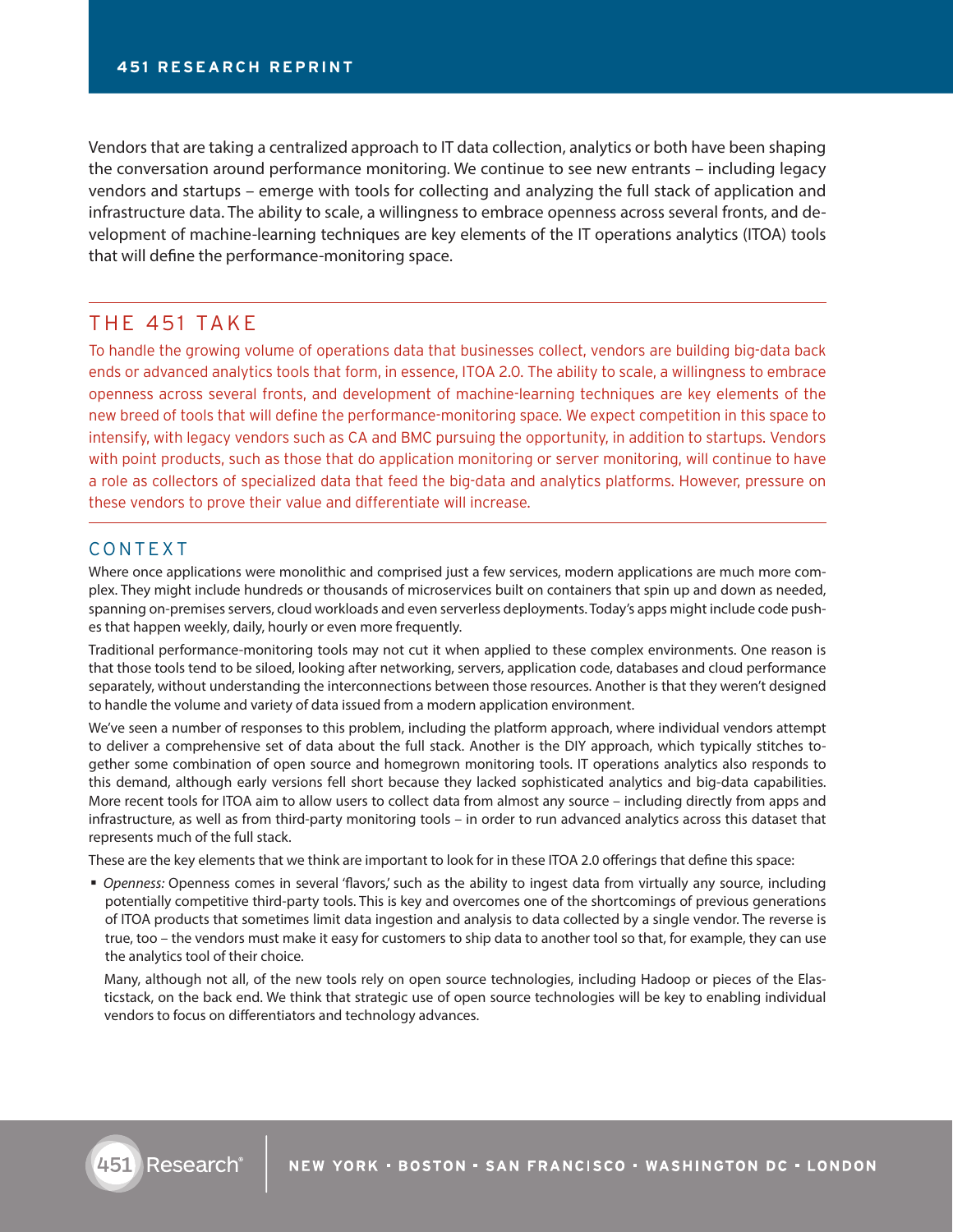Vendors that are taking a centralized approach to IT data collection, analytics or both have been shaping the conversation around performance monitoring. We continue to see new entrants – including legacy vendors and startups – emerge with tools for collecting and analyzing the full stack of application and infrastructure data. The ability to scale, a willingness to embrace openness across several fronts, and development of machine-learning techniques are key elements of the IT operations analytics (ITOA) tools that will define the performance-monitoring space.

## THE 451 TAKE

To handle the growing volume of operations data that businesses collect, vendors are building big-data back ends or advanced analytics tools that form, in essence, ITOA 2.0. The ability to scale, a willingness to embrace openness across several fronts, and development of machine-learning techniques are key elements of the new breed of tools that will define the performance-monitoring space. We expect competition in this space to intensify, with legacy vendors such as CA and BMC pursuing the opportunity, in addition to startups. Vendors with point products, such as those that do application monitoring or server monitoring, will continue to have a role as collectors of specialized data that feed the big-data and analytics platforms. However, pressure on these vendors to prove their value and differentiate will increase.

## CONTEXT

Where once applications were monolithic and comprised just a few services, modern applications are much more complex. They might include hundreds or thousands of microservices built on containers that spin up and down as needed, spanning on-premises servers, cloud workloads and even serverless deployments. Today's apps might include code pushes that happen weekly, daily, hourly or even more frequently.

Traditional performance-monitoring tools may not cut it when applied to these complex environments. One reason is that those tools tend to be siloed, looking after networking, servers, application code, databases and cloud performance separately, without understanding the interconnections between those resources. Another is that they weren't designed to handle the volume and variety of data issued from a modern application environment.

We've seen a number of responses to this problem, including the platform approach, where individual vendors attempt to deliver a comprehensive set of data about the full stack. Another is the DIY approach, which typically stitches together some combination of open source and homegrown monitoring tools. IT operations analytics also responds to this demand, although early versions fell short because they lacked sophisticated analytics and big-data capabilities. More recent tools for ITOA aim to allow users to collect data from almost any source – including directly from apps and infrastructure, as well as from third-party monitoring tools – in order to run advanced analytics across this dataset that represents much of the full stack.

These are the key elements that we think are important to look for in these ITOA 2.0 offerings that define this space:

- *Openness:* Openness comes in several 'flavors,' such as the ability to ingest data from virtually any source, including potentially competitive third-party tools. This is key and overcomes one of the shortcomings of previous generations of ITOA products that sometimes limit data ingestion and analysis to data collected by a single vendor. The reverse is true, too – the vendors must make it easy for customers to ship data to another tool so that, for example, they can use the analytics tool of their choice.

  Many, although not all, of the new tools rely on open source technologies, including Hadoop or pieces of the Elasticstack, on the back end. We think that strategic use of open source technologies will be key to enabling individual vendors to focus on differentiators and technology advances.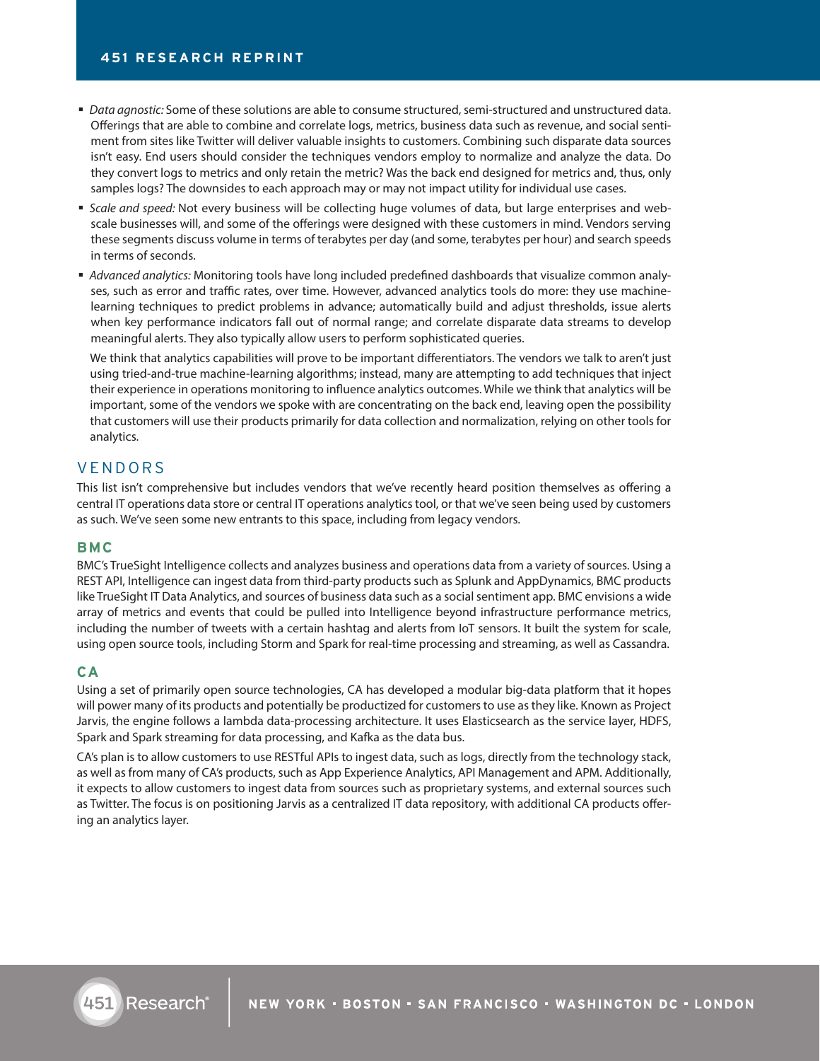- *Data agnostic:* Some of these solutions are able to consume structured, semi-structured and unstructured data. Offerings that are able to combine and correlate logs, metrics, business data such as revenue, and social sentiment from sites like Twitter will deliver valuable insights to customers. Combining such disparate data sources isn't easy. End users should consider the techniques vendors employ to normalize and analyze the data. Do they convert logs to metrics and only retain the metric? Was the back end designed for metrics and, thus, only samples logs? The downsides to each approach may or may not impact utility for individual use cases.
- *Scale and speed:* Not every business will be collecting huge volumes of data, but large enterprises and web-scale businesses will, and some of the offerings were designed with these customers in mind. Vendors serving these segments discuss volume in terms of terabytes per day (and some, terabytes per hour) and search speeds in terms of seconds.
- *Advanced analytics:* Monitoring tools have long included predefined dashboards that visualize common analyses, such as error and traffic rates, over time. However, advanced analytics tools do more: they use machine-learning techniques to predict problems in advance; automatically build and adjust thresholds, issue alerts when key performance indicators fall out of normal range; and correlate disparate data streams to develop meaningful alerts. They also typically allow users to perform sophisticated queries.

  We think that analytics capabilities will prove to be important differentiators. The vendors we talk to aren't just using tried-and-true machine-learning algorithms; instead, many are attempting to add techniques that inject their experience in operations monitoring to influence analytics outcomes. While we think that analytics will be important, some of the vendors we spoke with are concentrating on the back end, leaving open the possibility that customers will use their products primarily for data collection and normalization, relying on other tools for analytics.

## VENDORS

This list isn't comprehensive but includes vendors that we've recently heard position themselves as offering a central IT operations data store or central IT operations analytics tool, or that we've seen being used by customers as such. We've seen some new entrants to this space, including from legacy vendors.

### BMC

BMC's TrueSight Intelligence collects and analyzes business and operations data from a variety of sources. Using a REST API, Intelligence can ingest data from third-party products such as Splunk and AppDynamics, BMC products like TrueSight IT Data Analytics, and sources of business data such as a social sentiment app. BMC envisions a wide array of metrics and events that could be pulled into Intelligence beyond infrastructure performance metrics, including the number of tweets with a certain hashtag and alerts from IoT sensors. It built the system for scale, using open source tools, including Storm and Spark for real-time processing and streaming, as well as Cassandra.

### CA

Using a set of primarily open source technologies, CA has developed a modular big-data platform that it hopes will power many of its products and potentially be productized for customers to use as they like. Known as Project Jarvis, the engine follows a lambda data-processing architecture. It uses Elasticsearch as the service layer, HDFS, Spark and Spark streaming for data processing, and Kafka as the data bus.

CA's plan is to allow customers to use RESTful APIs to ingest data, such as logs, directly from the technology stack, as well as from many of CA's products, such as App Experience Analytics, API Management and APM. Additionally, it expects to allow customers to ingest data from sources such as proprietary systems, and external sources such as Twitter. The focus is on positioning Jarvis as a centralized IT data repository, with additional CA products offering an analytics layer.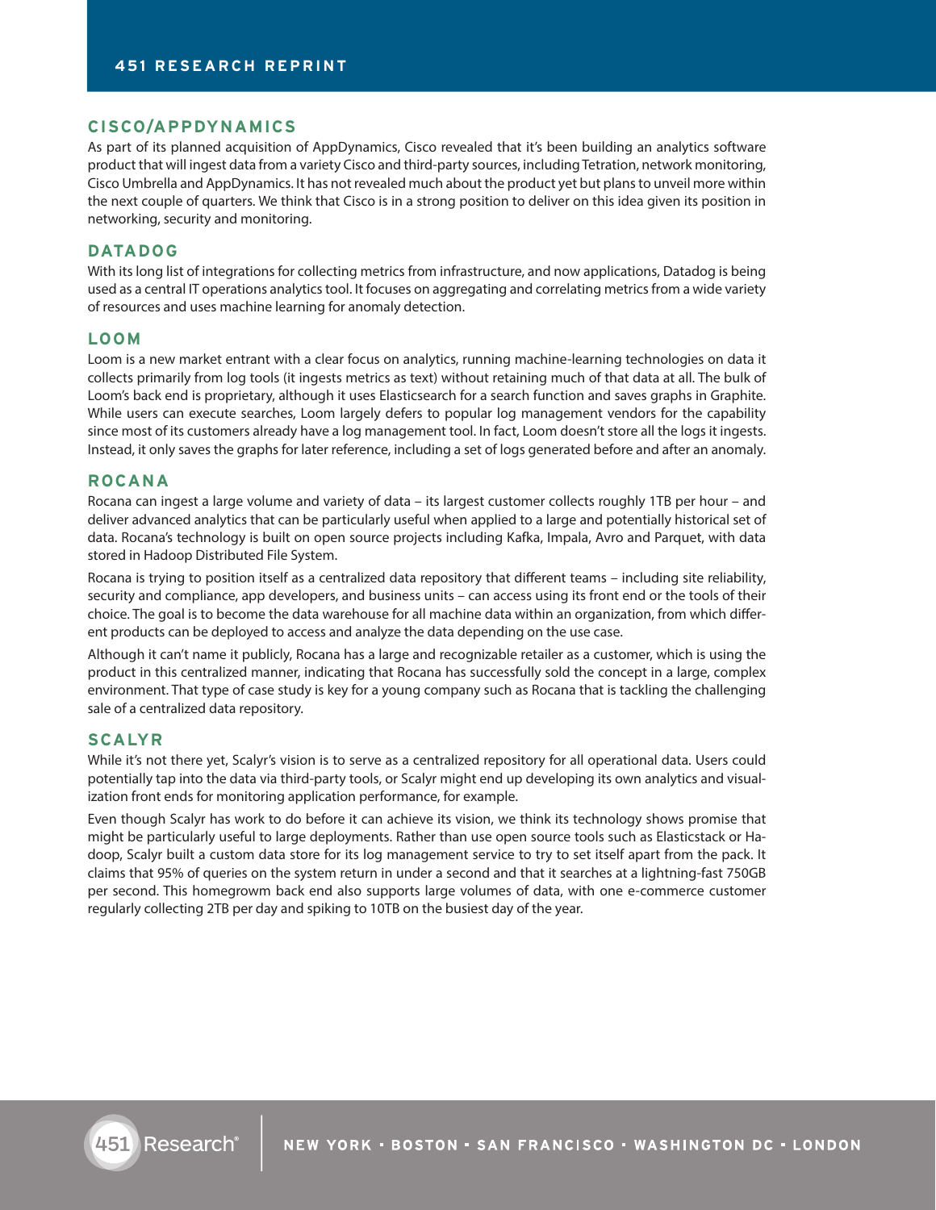## CISCO/APPDYNAMICS

As part of its planned acquisition of AppDynamics, Cisco revealed that it's been building an analytics software product that will ingest data from a variety Cisco and third-party sources, including Tetration, network monitoring, Cisco Umbrella and AppDynamics. It has not revealed much about the product yet but plans to unveil more within the next couple of quarters. We think that Cisco is in a strong position to deliver on this idea given its position in networking, security and monitoring.

## DATADOG

With its long list of integrations for collecting metrics from infrastructure, and now applications, Datadog is being used as a central IT operations analytics tool. It focuses on aggregating and correlating metrics from a wide variety of resources and uses machine learning for anomaly detection.

## LOOM

Loom is a new market entrant with a clear focus on analytics, running machine-learning technologies on data it collects primarily from log tools (it ingests metrics as text) without retaining much of that data at all. The bulk of Loom's back end is proprietary, although it uses Elasticsearch for a search function and saves graphs in Graphite. While users can execute searches, Loom largely defers to popular log management vendors for the capability since most of its customers already have a log management tool. In fact, Loom doesn't store all the logs it ingests. Instead, it only saves the graphs for later reference, including a set of logs generated before and after an anomaly.

## ROCANA

Rocana can ingest a large volume and variety of data – its largest customer collects roughly 1TB per hour – and deliver advanced analytics that can be particularly useful when applied to a large and potentially historical set of data. Rocana's technology is built on open source projects including Kafka, Impala, Avro and Parquet, with data stored in Hadoop Distributed File System.

Rocana is trying to position itself as a centralized data repository that different teams – including site reliability, security and compliance, app developers, and business units – can access using its front end or the tools of their choice. The goal is to become the data warehouse for all machine data within an organization, from which different products can be deployed to access and analyze the data depending on the use case.

Although it can't name it publicly, Rocana has a large and recognizable retailer as a customer, which is using the product in this centralized manner, indicating that Rocana has successfully sold the concept in a large, complex environment. That type of case study is key for a young company such as Rocana that is tackling the challenging sale of a centralized data repository.

## SCALYR

While it's not there yet, Scalyr's vision is to serve as a centralized repository for all operational data. Users could potentially tap into the data via third-party tools, or Scalyr might end up developing its own analytics and visualization front ends for monitoring application performance, for example.

Even though Scalyr has work to do before it can achieve its vision, we think its technology shows promise that might be particularly useful to large deployments. Rather than use open source tools such as Elasticstack or Hadoop, Scalyr built a custom data store for its log management service to try to set itself apart from the pack. It claims that 95% of queries on the system return in under a second and that it searches at a lightning-fast 750GB per second. This homegrown back end also supports large volumes of data, with one e-commerce customer regularly collecting 2TB per day and spiking to 10TB on the busiest day of the year.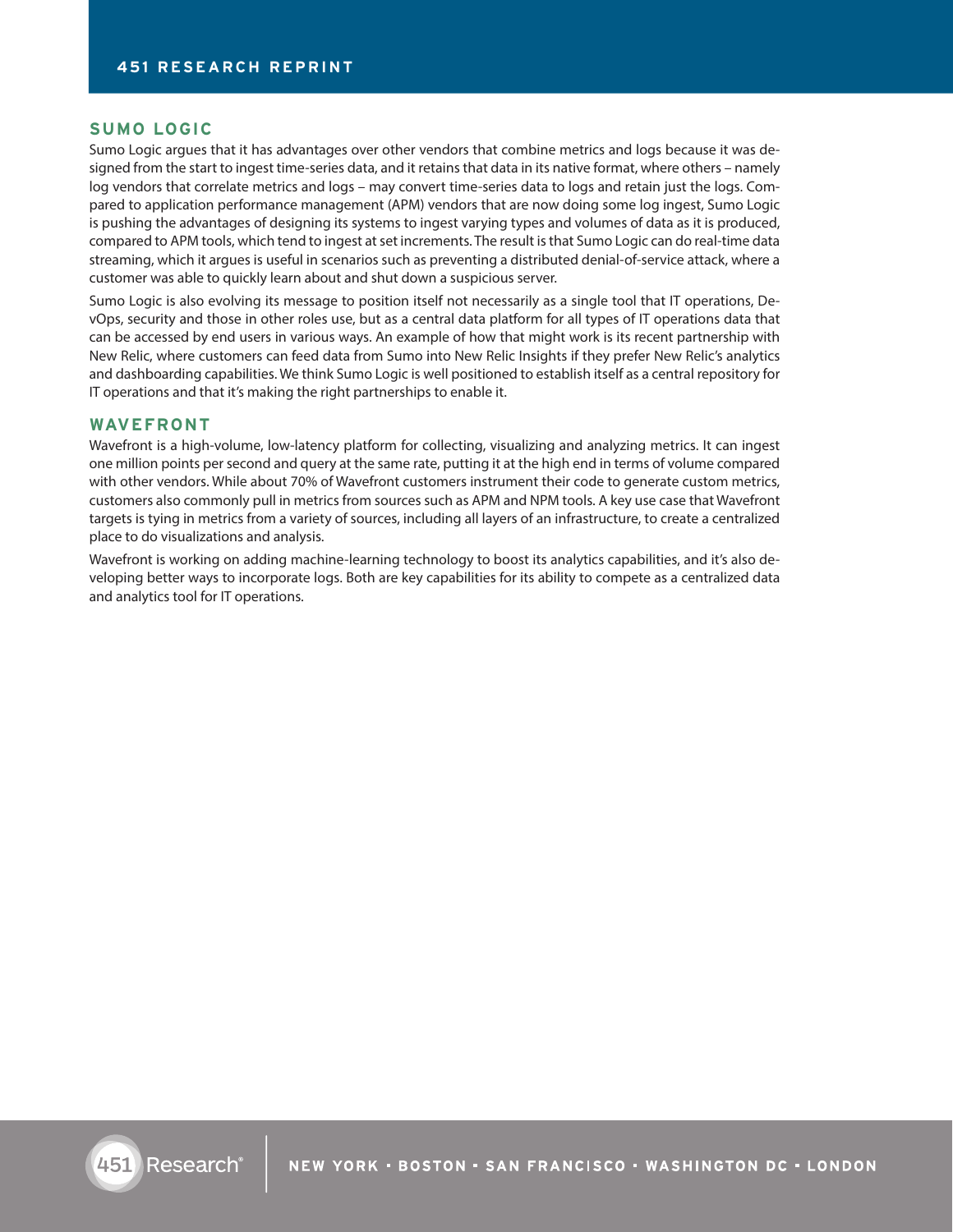## SUMO LOGIC

Sumo Logic argues that it has advantages over other vendors that combine metrics and logs because it was designed from the start to ingest time-series data, and it retains that data in its native format, where others – namely log vendors that correlate metrics and logs – may convert time-series data to logs and retain just the logs. Compared to application performance management (APM) vendors that are now doing some log ingest, Sumo Logic is pushing the advantages of designing its systems to ingest varying types and volumes of data as it is produced, compared to APM tools, which tend to ingest at set increments. The result is that Sumo Logic can do real-time data streaming, which it argues is useful in scenarios such as preventing a distributed denial-of-service attack, where a customer was able to quickly learn about and shut down a suspicious server.

Sumo Logic is also evolving its message to position itself not necessarily as a single tool that IT operations, DevOps, security and those in other roles use, but as a central data platform for all types of IT operations data that can be accessed by end users in various ways. An example of how that might work is its recent partnership with New Relic, where customers can feed data from Sumo into New Relic Insights if they prefer New Relic's analytics and dashboarding capabilities. We think Sumo Logic is well positioned to establish itself as a central repository for IT operations and that it's making the right partnerships to enable it.

## WAVEFRONT

Wavefront is a high-volume, low-latency platform for collecting, visualizing and analyzing metrics. It can ingest one million points per second and query at the same rate, putting it at the high end in terms of volume compared with other vendors. While about 70% of Wavefront customers instrument their code to generate custom metrics, customers also commonly pull in metrics from sources such as APM and NPM tools. A key use case that Wavefront targets is tying in metrics from a variety of sources, including all layers of an infrastructure, to create a centralized place to do visualizations and analysis.

Wavefront is working on adding machine-learning technology to boost its analytics capabilities, and it's also developing better ways to incorporate logs. Both are key capabilities for its ability to compete as a centralized data and analytics tool for IT operations.